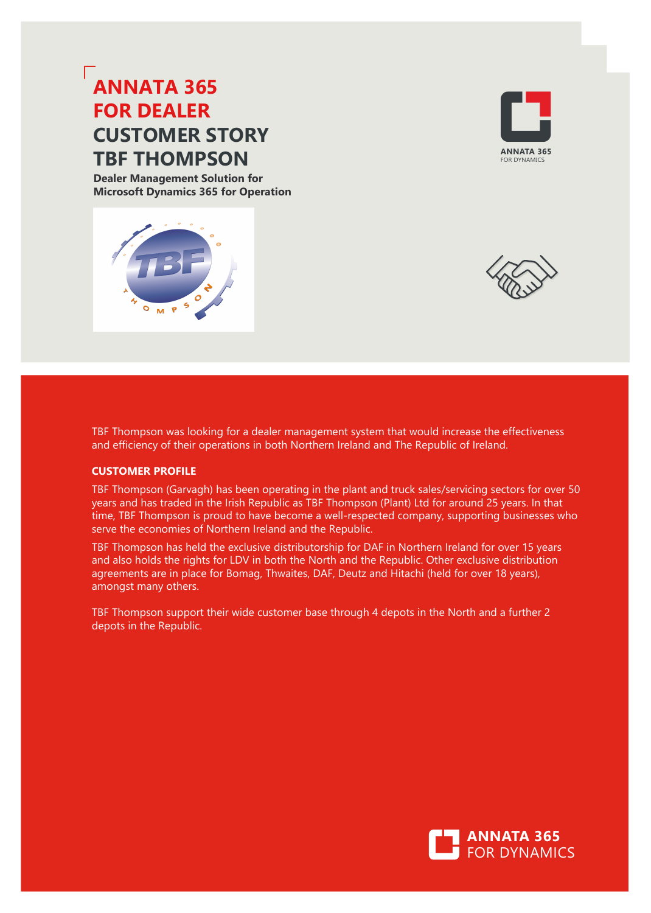# ANNATA 365 FOR DEALER CUSTOMER STORY TBF THOMPSON

**Dealer Management Solution for Microsoft Dynamics 365 for Operation**

TBF Thompson was looking for a dealer management system that would increase the effectiveness and efficiency of their operations in both Northern Ireland and The Republic of Ireland.

## CUSTOMER PROFILE

TBF Thompson (Garvagh) has been operating in the plant and truck sales/servicing sectors for over 50 years and has traded in the Irish Republic as TBF Thompson (Plant) Ltd for around 25 years. In that time, TBF Thompson is proud to have become a well-respected company, supporting businesses who serve the economies of Northern Ireland and the Republic.

TBF Thompson has held the exclusive distributorship for DAF in Northern Ireland for over 15 years and also holds the rights for LDV in both the North and the Republic. Other exclusive distribution agreements are in place for Bomag, Thwaites, DAF, Deutz and Hitachi (held for over 18 years), amongst many others.

TBF Thompson support their wide customer base through 4 depots in the North and a further 2 depots in the Republic.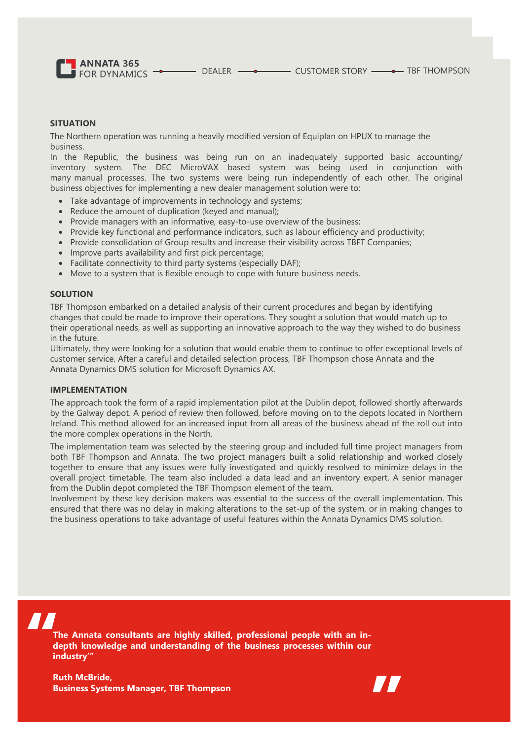## SITUATION

The Northern operation was running a heavily modified version of Equiplan on HPUX to manage the business.

In the Republic, the business was being run on an inadequately supported basic accounting/inventory system. The DEC MicroVAX based system was being used in conjunction with many manual processes. The two systems were being run independently of each other. The original business objectives for implementing a new dealer management solution were to:

- Take advantage of improvements in technology and systems;
- Reduce the amount of duplication (keyed and manual);
- Provide managers with an informative, easy-to-use overview of the business;
- Provide key functional and performance indicators, such as labour efficiency and productivity;
- Provide consolidation of Group results and increase their visibility across TBFT Companies;
- Improve parts availability and first pick percentage;
- Facilitate connectivity to third party systems (especially DAF);
- Move to a system that is flexible enough to cope with future business needs.

## SOLUTION

TBF Thompson embarked on a detailed analysis of their current procedures and began by identifying changes that could be made to improve their operations. They sought a solution that would match up to their operational needs, as well as supporting an innovative approach to the way they wished to do business in the future.

Ultimately, they were looking for a solution that would enable them to continue to offer exceptional levels of customer service. After a careful and detailed selection process, TBF Thompson chose Annata and the Annata Dynamics DMS solution for Microsoft Dynamics AX.

## IMPLEMENTATION

The approach took the form of a rapid implementation pilot at the Dublin depot, followed shortly afterwards by the Galway depot. A period of review then followed, before moving on to the depots located in Northern Ireland. This method allowed for an increased input from all areas of the business ahead of the roll out into the more complex operations in the North.

The implementation team was selected by the steering group and included full time project managers from both TBF Thompson and Annata. The two project managers built a solid relationship and worked closely together to ensure that any issues were fully investigated and quickly resolved to minimize delays in the overall project timetable. The team also included a data lead and an inventory expert. A senior manager from the Dublin depot completed the TBF Thompson element of the team.

Involvement by these key decision makers was essential to the success of the overall implementation. This ensured that there was no delay in making alterations to the set-up of the system, or in making changes to the business operations to take advantage of useful features within the Annata Dynamics DMS solution.

> **The Annata consultants are highly skilled, professional people with an in-depth knowledge and understanding of the business processes within our industry'"**
>
> **Ruth McBride,**
> **Business Systems Manager, TBF Thompson**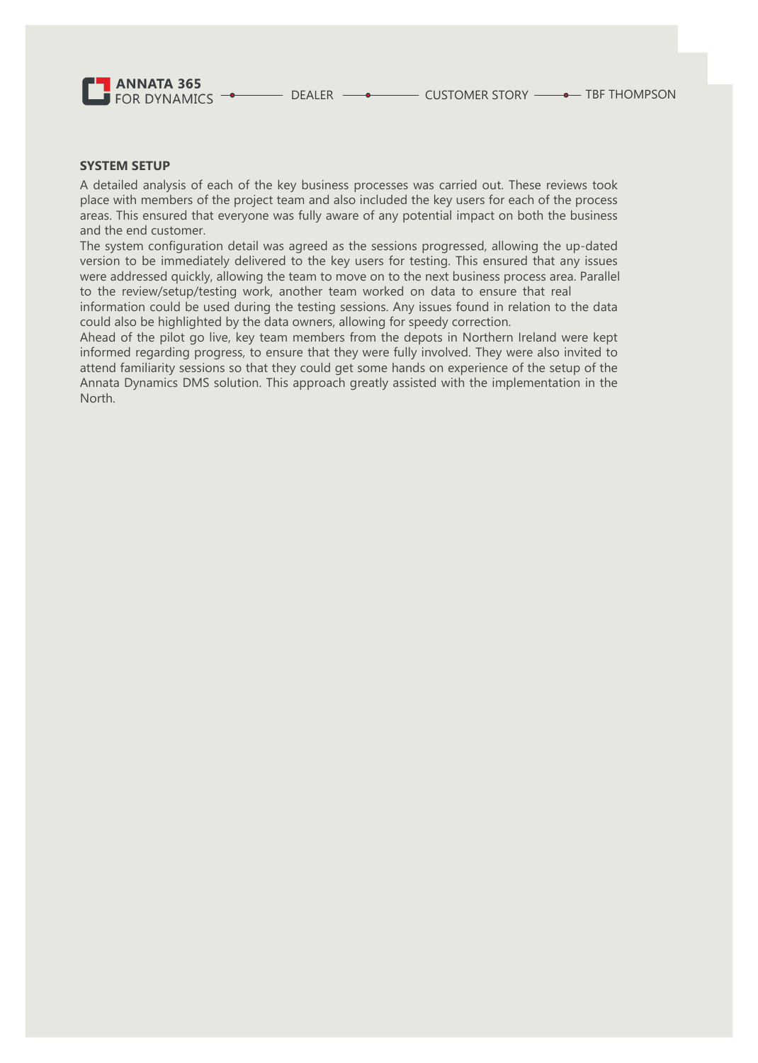## SYSTEM SETUP

A detailed analysis of each of the key business processes was carried out. These reviews took place with members of the project team and also included the key users for each of the process areas. This ensured that everyone was fully aware of any potential impact on both the business and the end customer.

The system configuration detail was agreed as the sessions progressed, allowing the up-dated version to be immediately delivered to the key users for testing. This ensured that any issues were addressed quickly, allowing the team to move on to the next business process area. Parallel to the review/setup/testing work, another team worked on data to ensure that real information could be used during the testing sessions. Any issues found in relation to the data could also be highlighted by the data owners, allowing for speedy correction.

Ahead of the pilot go live, key team members from the depots in Northern Ireland were kept informed regarding progress, to ensure that they were fully involved. They were also invited to attend familiarity sessions so that they could get some hands on experience of the setup of the Annata Dynamics DMS solution. This approach greatly assisted with the implementation in the North.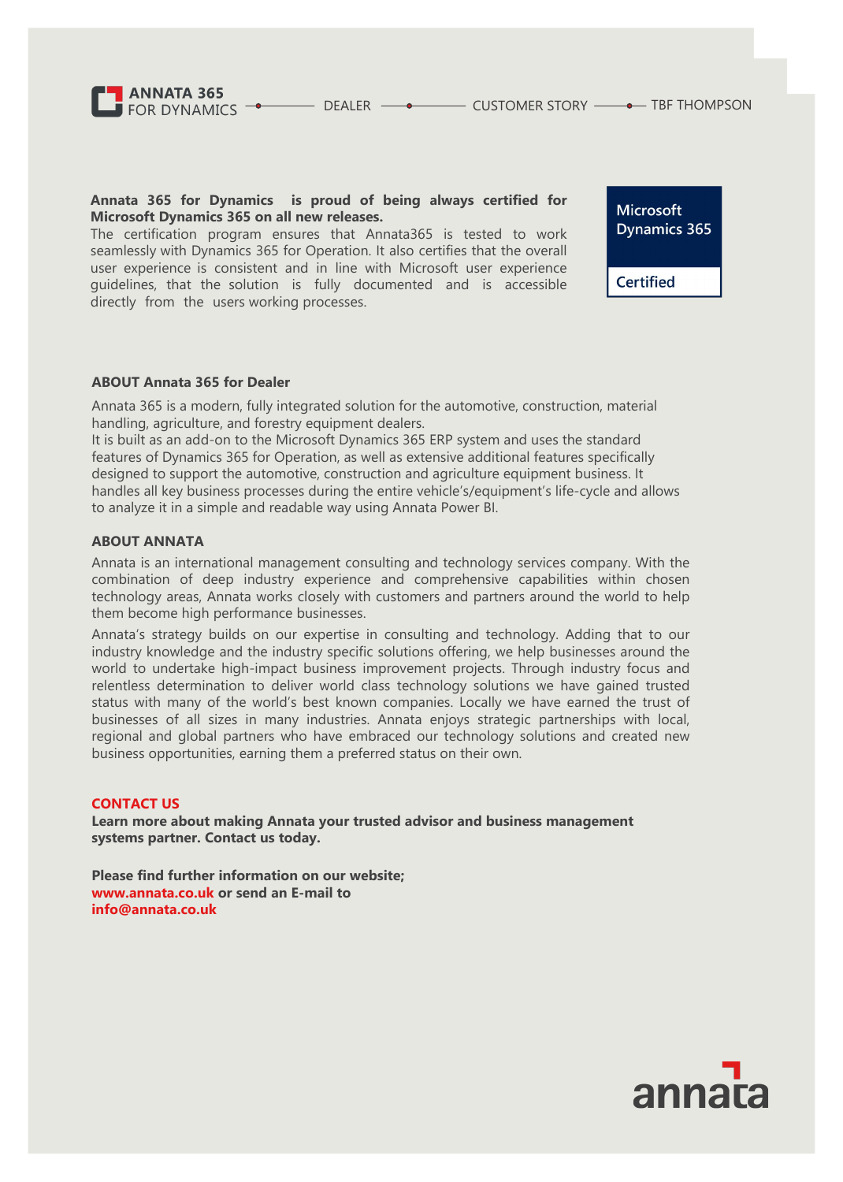**Annata 365 for Dynamics is proud of being always certified for Microsoft Dynamics 365 on all new releases.**
The certification program ensures that Annata365 is tested to work seamlessly with Dynamics 365 for Operation. It also certifies that the overall user experience is consistent and in line with Microsoft user experience guidelines, that the solution is fully documented and is accessible directly from the users working processes.

Microsoft Dynamics 365

Certified

## ABOUT Annata 365 for Dealer

Annata 365 is a modern, fully integrated solution for the automotive, construction, material handling, agriculture, and forestry equipment dealers.
It is built as an add-on to the Microsoft Dynamics 365 ERP system and uses the standard features of Dynamics 365 for Operation, as well as extensive additional features specifically designed to support the automotive, construction and agriculture equipment business. It handles all key business processes during the entire vehicle's/equipment's life-cycle and allows to analyze it in a simple and readable way using Annata Power BI.

## ABOUT ANNATA

Annata is an international management consulting and technology services company. With the combination of deep industry experience and comprehensive capabilities within chosen technology areas, Annata works closely with customers and partners around the world to help them become high performance businesses.

Annata's strategy builds on our expertise in consulting and technology. Adding that to our industry knowledge and the industry specific solutions offering, we help businesses around the world to undertake high-impact business improvement projects. Through industry focus and relentless determination to deliver world class technology solutions we have gained trusted status with many of the world's best known companies. Locally we have earned the trust of businesses of all sizes in many industries. Annata enjoys strategic partnerships with local, regional and global partners who have embraced our technology solutions and created new business opportunities, earning them a preferred status on their own.

## CONTACT US

**Learn more about making Annata your trusted advisor and business management systems partner. Contact us today.**

**Please find further information on our website;**
**www.annata.co.uk or send an E-mail to**
**info@annata.co.uk**